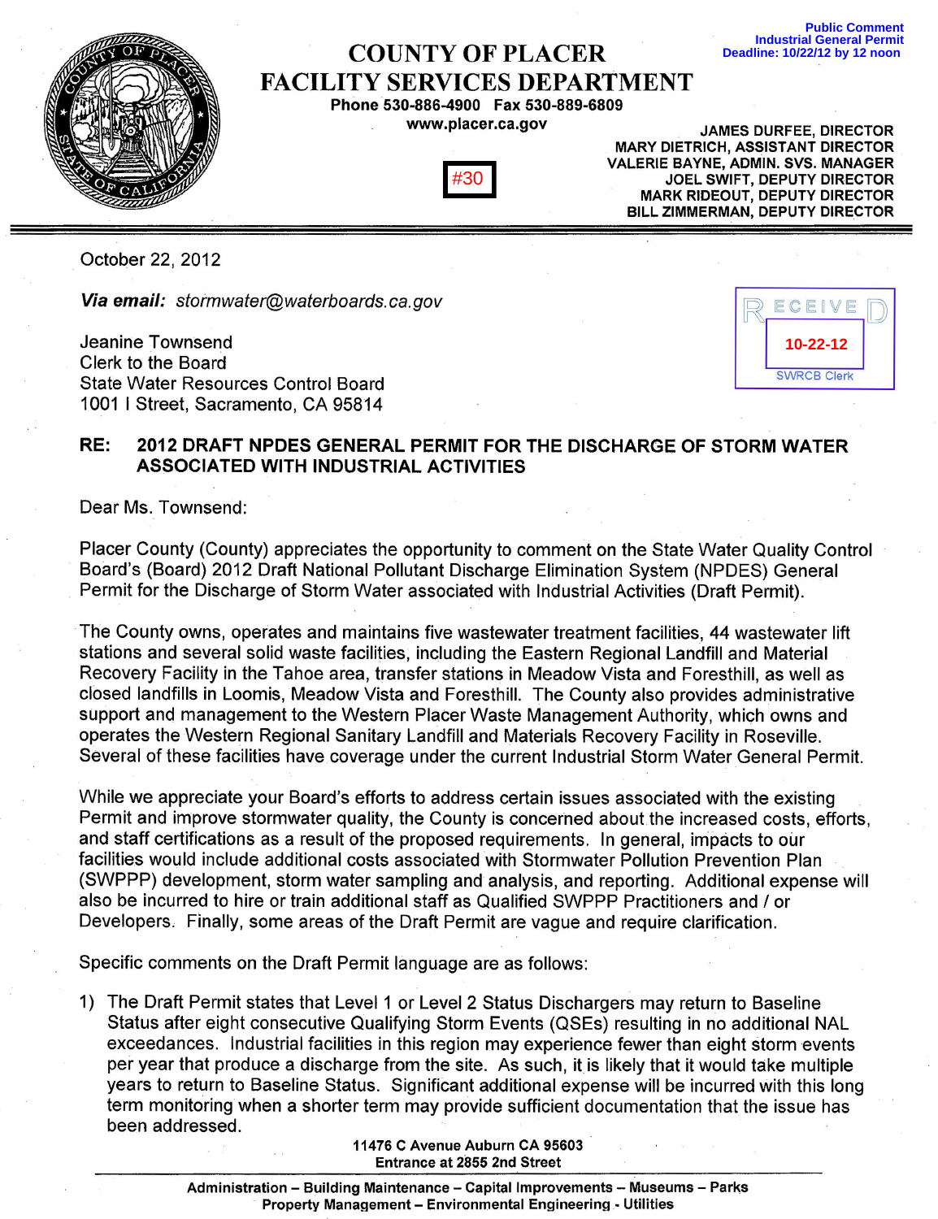Public Comment
Industrial General Permit
Deadline: 10/22/12 by 12 noon

# COUNTY OF PLACER
# FACILITY SERVICES DEPARTMENT

**Phone 530-886-4900 Fax 530-889-6809**
**www.placer.ca.gov**

#30

**JAMES DURFEE, DIRECTOR**
**MARY DIETRICH, ASSISTANT DIRECTOR**
**VALERIE BAYNE, ADMIN. SVS. MANAGER**
**JOEL SWIFT, DEPUTY DIRECTOR**
**MARK RIDEOUT, DEPUTY DIRECTOR**
**BILL ZIMMERMAN, DEPUTY DIRECTOR**

RECEIVED
10-22-12
SWRCB Clerk

October 22, 2012

***Via email:*** *stormwater@waterboards.ca.gov*

Jeanine Townsend
Clerk to the Board
State Water Resources Control Board
1001 I Street, Sacramento, CA 95814

**RE: 2012 DRAFT NPDES GENERAL PERMIT FOR THE DISCHARGE OF STORM WATER ASSOCIATED WITH INDUSTRIAL ACTIVITIES**

Dear Ms. Townsend:

Placer County (County) appreciates the opportunity to comment on the State Water Quality Control Board's (Board) 2012 Draft National Pollutant Discharge Elimination System (NPDES) General Permit for the Discharge of Storm Water associated with Industrial Activities (Draft Permit).

The County owns, operates and maintains five wastewater treatment facilities, 44 wastewater lift stations and several solid waste facilities, including the Eastern Regional Landfill and Material Recovery Facility in the Tahoe area, transfer stations in Meadow Vista and Foresthill, as well as closed landfills in Loomis, Meadow Vista and Foresthill. The County also provides administrative support and management to the Western Placer Waste Management Authority, which owns and operates the Western Regional Sanitary Landfill and Materials Recovery Facility in Roseville. Several of these facilities have coverage under the current Industrial Storm Water General Permit.

While we appreciate your Board's efforts to address certain issues associated with the existing Permit and improve stormwater quality, the County is concerned about the increased costs, efforts, and staff certifications as a result of the proposed requirements. In general, impacts to our facilities would include additional costs associated with Stormwater Pollution Prevention Plan (SWPPP) development, storm water sampling and analysis, and reporting. Additional expense will also be incurred to hire or train additional staff as Qualified SWPPP Practitioners and / or Developers. Finally, some areas of the Draft Permit are vague and require clarification.

Specific comments on the Draft Permit language are as follows:

1) The Draft Permit states that Level 1 or Level 2 Status Dischargers may return to Baseline Status after eight consecutive Qualifying Storm Events (QSEs) resulting in no additional NAL exceedances. Industrial facilities in this region may experience fewer than eight storm events per year that produce a discharge from the site. As such, it is likely that it would take multiple years to return to Baseline Status. Significant additional expense will be incurred with this long term monitoring when a shorter term may provide sufficient documentation that the issue has been addressed.

**11476 C Avenue Auburn CA 95603**
**Entrance at 2855 2nd Street**

**Administration – Building Maintenance – Capital Improvements – Museums – Parks**
**Property Management – Environmental Engineering - Utilities**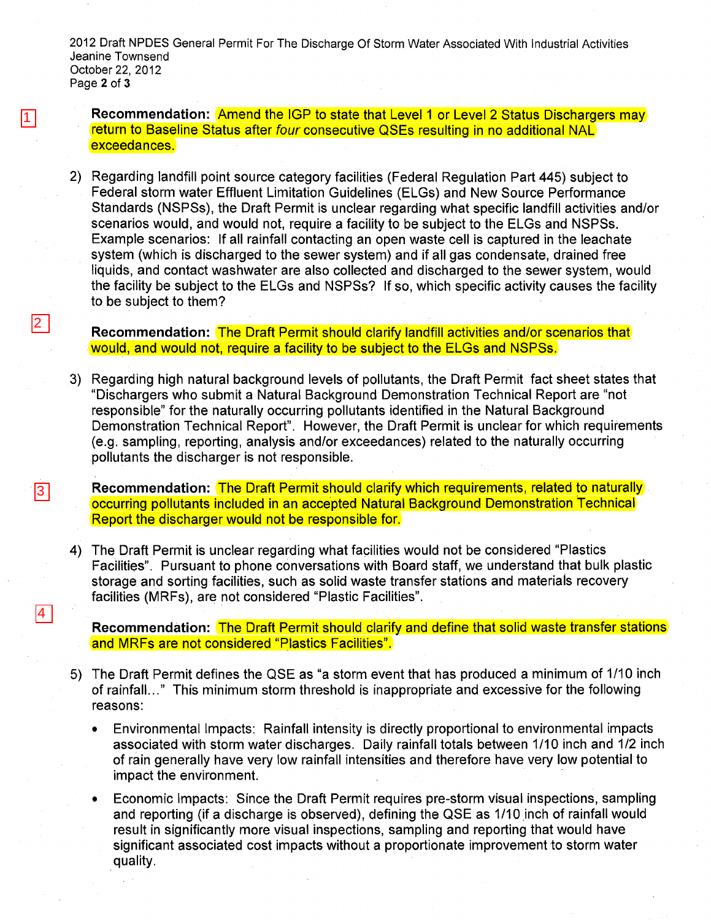1

**Recommendation:** Amend the IGP to state that Level 1 or Level 2 Status Dischargers may return to Baseline Status after *four* consecutive QSEs resulting in no additional NAL exceedances.

2) Regarding landfill point source category facilities (Federal Regulation Part 445) subject to Federal storm water Effluent Limitation Guidelines (ELGs) and New Source Performance Standards (NSPSs), the Draft Permit is unclear regarding what specific landfill activities and/or scenarios would, and would not, require a facility to be subject to the ELGs and NSPSs. Example scenarios: If all rainfall contacting an open waste cell is captured in the leachate system (which is discharged to the sewer system) and if all gas condensate, drained free liquids, and contact washwater are also collected and discharged to the sewer system, would the facility be subject to the ELGs and NSPSs? If so, which specific activity causes the facility to be subject to them?

2

**Recommendation:** The Draft Permit should clarify landfill activities and/or scenarios that would, and would not, require a facility to be subject to the ELGs and NSPSs.

3) Regarding high natural background levels of pollutants, the Draft Permit fact sheet states that "Dischargers who submit a Natural Background Demonstration Technical Report are "not responsible" for the naturally occurring pollutants identified in the Natural Background Demonstration Technical Report". However, the Draft Permit is unclear for which requirements (e.g. sampling, reporting, analysis and/or exceedances) related to the naturally occurring pollutants the discharger is not responsible.

3

**Recommendation:** The Draft Permit should clarify which requirements, related to naturally occurring pollutants included in an accepted Natural Background Demonstration Technical Report the discharger would not be responsible for.

4) The Draft Permit is unclear regarding what facilities would not be considered "Plastics Facilities". Pursuant to phone conversations with Board staff, we understand that bulk plastic storage and sorting facilities, such as solid waste transfer stations and materials recovery facilities (MRFs), are not considered "Plastic Facilities".

4

**Recommendation:** The Draft Permit should clarify and define that solid waste transfer stations and MRFs are not considered "Plastics Facilities".

5) The Draft Permit defines the QSE as "a storm event that has produced a minimum of 1/10 inch of rainfall…" This minimum storm threshold is inappropriate and excessive for the following reasons:

- Environmental Impacts: Rainfall intensity is directly proportional to environmental impacts associated with storm water discharges. Daily rainfall totals between 1/10 inch and 1/2 inch of rain generally have very low rainfall intensities and therefore have very low potential to impact the environment.
- Economic Impacts: Since the Draft Permit requires pre-storm visual inspections, sampling and reporting (if a discharge is observed), defining the QSE as 1/10 inch of rainfall would result in significantly more visual inspections, sampling and reporting that would have significant associated cost impacts without a proportionate improvement to storm water quality.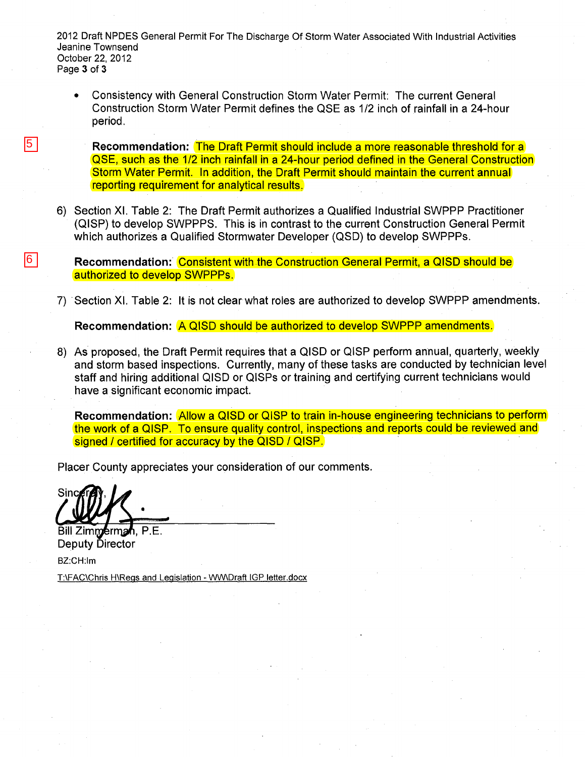- Consistency with General Construction Storm Water Permit: The current General Construction Storm Water Permit defines the QSE as 1/2 inch of rainfall in a 24-hour period.

5

**Recommendation:** The Draft Permit should include a more reasonable threshold for a QSE, such as the 1/2 inch rainfall in a 24-hour period defined in the General Construction Storm Water Permit. In addition, the Draft Permit should maintain the current annual reporting requirement for analytical results.

6) Section XI. Table 2: The Draft Permit authorizes a Qualified Industrial SWPPP Practitioner (QISP) to develop SWPPPS. This is in contrast to the current Construction General Permit which authorizes a Qualified Stormwater Developer (QSD) to develop SWPPPs.

6

**Recommendation:** Consistent with the Construction General Permit, a QISD should be authorized to develop SWPPPs.

7) Section XI. Table 2: It is not clear what roles are authorized to develop SWPPP amendments.

**Recommendation:** A QISD should be authorized to develop SWPPP amendments.

8) As proposed, the Draft Permit requires that a QISD or QISP perform annual, quarterly, weekly and storm based inspections. Currently, many of these tasks are conducted by technician level staff and hiring additional QISD or QISPs or training and certifying current technicians would have a significant economic impact.

**Recommendation:** Allow a QISD or QISP to train in-house engineering technicians to perform the work of a QISP. To ensure quality control, inspections and reports could be reviewed and signed / certified for accuracy by the QISD / QISP.

Placer County appreciates your consideration of our comments.

Sincerely,

Bill Zimmerman, P.E.
Deputy Director

BZ:CH:lm

T:\FAC\Chris H\Regs and Legislation - WW\Draft IGP letter.docx